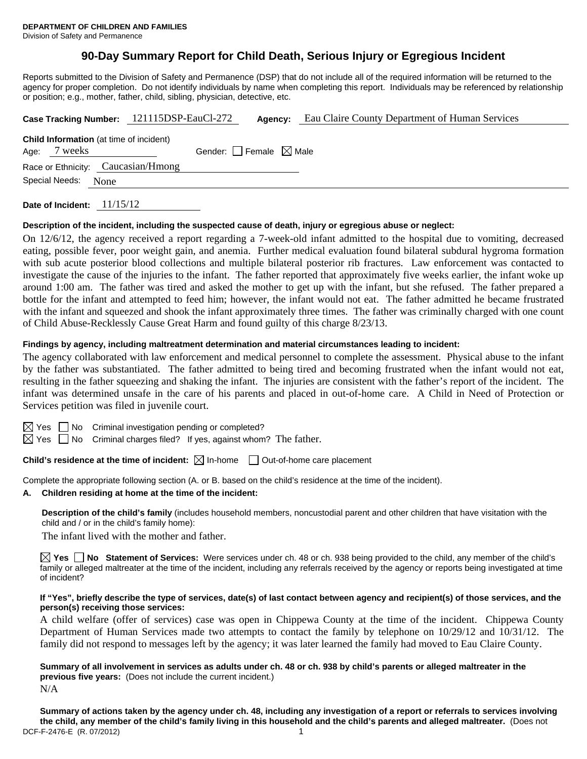**DEPARTMENT OF CHILDREN AND FAMILIES**
Division of Safety and Permanence

# 90-Day Summary Report for Child Death, Serious Injury or Egregious Incident

Reports submitted to the Division of Safety and Permanence (DSP) that do not include all of the required information will be returned to the agency for proper completion. Do not identify individuals by name when completing this report. Individuals may be referenced by relationship or position; e.g., mother, father, child, sibling, physician, detective, etc.

**Case Tracking Number:** 121115DSP-EauCl-272 **Agency:** Eau Claire County Department of Human Services

**Child Information** (at time of incident)
Age: 7 weeks Gender: ☐ Female ☒ Male
Race or Ethnicity: Caucasian/Hmong
Special Needs: None

**Date of Incident:** 11/15/12

**Description of the incident, including the suspected cause of death, injury or egregious abuse or neglect:**

On 12/6/12, the agency received a report regarding a 7-week-old infant admitted to the hospital due to vomiting, decreased eating, possible fever, poor weight gain, and anemia. Further medical evaluation found bilateral subdural hygroma formation with sub acute posterior blood collections and multiple bilateral posterior rib fractures. Law enforcement was contacted to investigate the cause of the injuries to the infant. The father reported that approximately five weeks earlier, the infant woke up around 1:00 am. The father was tired and asked the mother to get up with the infant, but she refused. The father prepared a bottle for the infant and attempted to feed him; however, the infant would not eat. The father admitted he became frustrated with the infant and squeezed and shook the infant approximately three times. The father was criminally charged with one count of Child Abuse-Recklessly Cause Great Harm and found guilty of this charge 8/23/13.

**Findings by agency, including maltreatment determination and material circumstances leading to incident:**

The agency collaborated with law enforcement and medical personnel to complete the assessment. Physical abuse to the infant by the father was substantiated. The father admitted to being tired and becoming frustrated when the infant would not eat, resulting in the father squeezing and shaking the infant. The injuries are consistent with the father's report of the incident. The infant was determined unsafe in the care of his parents and placed in out-of-home care. A Child in Need of Protection or Services petition was filed in juvenile court.

☒ Yes ☐ No Criminal investigation pending or completed?
☒ Yes ☐ No Criminal charges filed? If yes, against whom? The father.

**Child's residence at the time of incident:** ☒ In-home ☐ Out-of-home care placement

Complete the appropriate following section (A. or B. based on the child's residence at the time of the incident).

**A. Children residing at home at the time of the incident:**

**Description of the child's family** (includes household members, noncustodial parent and other children that have visitation with the child and / or in the child's family home):

The infant lived with the mother and father.

☒ **Yes** ☐ **No Statement of Services:** Were services under ch. 48 or ch. 938 being provided to the child, any member of the child's family or alleged maltreater at the time of the incident, including any referrals received by the agency or reports being investigated at time of incident?

**If "Yes", briefly describe the type of services, date(s) of last contact between agency and recipient(s) of those services, and the person(s) receiving those services:**

A child welfare (offer of services) case was open in Chippewa County at the time of the incident. Chippewa County Department of Human Services made two attempts to contact the family by telephone on 10/29/12 and 10/31/12. The family did not respond to messages left by the agency; it was later learned the family had moved to Eau Claire County.

**Summary of all involvement in services as adults under ch. 48 or ch. 938 by child's parents or alleged maltreater in the previous five years:** (Does not include the current incident.)

N/A

**Summary of actions taken by the agency under ch. 48, including any investigation of a report or referrals to services involving the child, any member of the child's family living in this household and the child's parents and alleged maltreater.** (Does not

DCF-F-2476-E (R. 07/2012)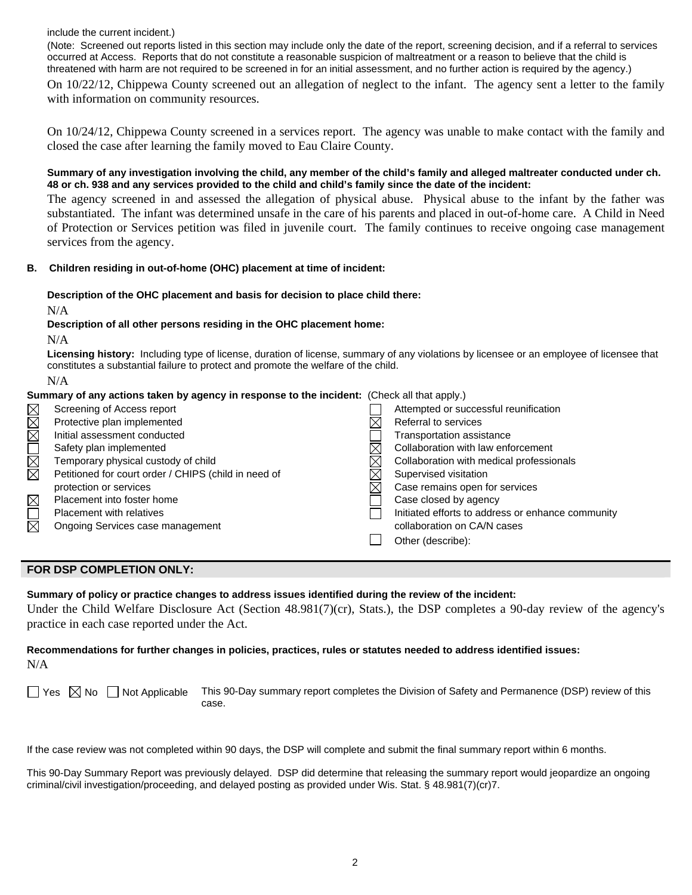include the current incident.)

(Note: Screened out reports listed in this section may include only the date of the report, screening decision, and if a referral to services occurred at Access. Reports that do not constitute a reasonable suspicion of maltreatment or a reason to believe that the child is threatened with harm are not required to be screened in for an initial assessment, and no further action is required by the agency.)

On 10/22/12, Chippewa County screened out an allegation of neglect to the infant. The agency sent a letter to the family with information on community resources.

On 10/24/12, Chippewa County screened in a services report. The agency was unable to make contact with the family and closed the case after learning the family moved to Eau Claire County.

**Summary of any investigation involving the child, any member of the child's family and alleged maltreater conducted under ch. 48 or ch. 938 and any services provided to the child and child's family since the date of the incident:**

The agency screened in and assessed the allegation of physical abuse. Physical abuse to the infant by the father was substantiated. The infant was determined unsafe in the care of his parents and placed in out-of-home care. A Child in Need of Protection or Services petition was filed in juvenile court. The family continues to receive ongoing case management services from the agency.

**B. Children residing in out-of-home (OHC) placement at time of incident:**

**Description of the OHC placement and basis for decision to place child there:**

N/A

**Description of all other persons residing in the OHC placement home:**

N/A

**Licensing history:** Including type of license, duration of license, summary of any violations by licensee or an employee of licensee that constitutes a substantial failure to protect and promote the welfare of the child.

N/A

**Summary of any actions taken by agency in response to the incident:** (Check all that apply.)

- ☒ Screening of Access report
- ☒ Protective plan implemented
- ☒ Initial assessment conducted
- ☐ Safety plan implemented
- ☒ Temporary physical custody of child
- ☒ Petitioned for court order / CHIPS (child in need of protection or services
- ☒ Placement into foster home
- ☐ Placement with relatives
- ☒ Ongoing Services case management
- ☐ Attempted or successful reunification
- ☒ Referral to services
- ☐ Transportation assistance
- ☒ Collaboration with law enforcement
- ☒ Collaboration with medical professionals
- ☒ Supervised visitation
- ☒ Case remains open for services
- ☐ Case closed by agency
- ☐ Initiated efforts to address or enhance community collaboration on CA/N cases
- ☐ Other (describe):

## FOR DSP COMPLETION ONLY:

**Summary of policy or practice changes to address issues identified during the review of the incident:**

Under the Child Welfare Disclosure Act (Section 48.981(7)(cr), Stats.), the DSP completes a 90-day review of the agency's practice in each case reported under the Act.

**Recommendations for further changes in policies, practices, rules or statutes needed to address identified issues:**

N/A

☐ Yes ☒ No ☐ Not Applicable This 90-Day summary report completes the Division of Safety and Permanence (DSP) review of this case.

If the case review was not completed within 90 days, the DSP will complete and submit the final summary report within 6 months.

This 90-Day Summary Report was previously delayed. DSP did determine that releasing the summary report would jeopardize an ongoing criminal/civil investigation/proceeding, and delayed posting as provided under Wis. Stat. § 48.981(7)(cr)7.